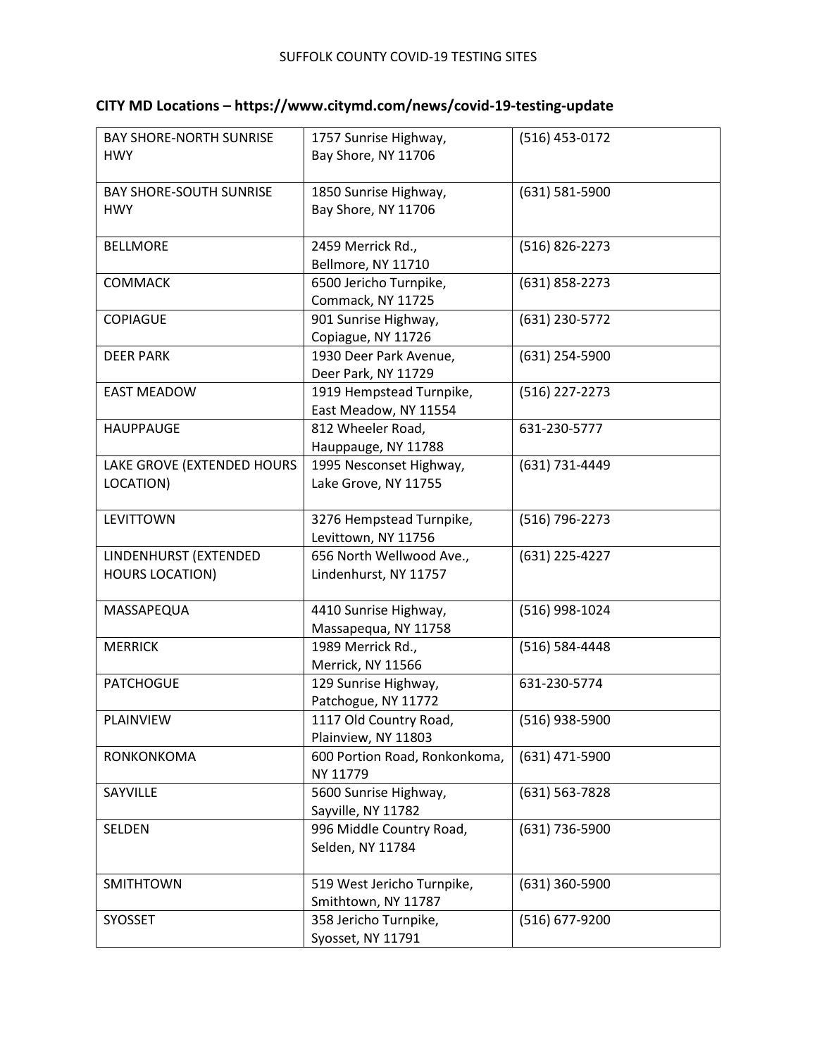SUFFOLK COUNTY COVID-19 TESTING SITES

## CITY MD Locations – https://www.citymd.com/news/covid-19-testing-update

| | | |
|---|---|---|
| BAY SHORE-NORTH SUNRISE HWY | 1757 Sunrise Highway, Bay Shore, NY 11706 | (516) 453-0172 |
| BAY SHORE-SOUTH SUNRISE HWY | 1850 Sunrise Highway, Bay Shore, NY 11706 | (631) 581-5900 |
| BELLMORE | 2459 Merrick Rd., Bellmore, NY 11710 | (516) 826-2273 |
| COMMACK | 6500 Jericho Turnpike, Commack, NY 11725 | (631) 858-2273 |
| COPIAGUE | 901 Sunrise Highway, Copiague, NY 11726 | (631) 230-5772 |
| DEER PARK | 1930 Deer Park Avenue, Deer Park, NY 11729 | (631) 254-5900 |
| EAST MEADOW | 1919 Hempstead Turnpike, East Meadow, NY 11554 | (516) 227-2273 |
| HAUPPAUGE | 812 Wheeler Road, Hauppauge, NY 11788 | 631-230-5777 |
| LAKE GROVE (EXTENDED HOURS LOCATION) | 1995 Nesconset Highway, Lake Grove, NY 11755 | (631) 731-4449 |
| LEVITTOWN | 3276 Hempstead Turnpike, Levittown, NY 11756 | (516) 796-2273 |
| LINDENHURST (EXTENDED HOURS LOCATION) | 656 North Wellwood Ave., Lindenhurst, NY 11757 | (631) 225-4227 |
| MASSAPEQUA | 4410 Sunrise Highway, Massapequa, NY 11758 | (516) 998-1024 |
| MERRICK | 1989 Merrick Rd., Merrick, NY 11566 | (516) 584-4448 |
| PATCHOGUE | 129 Sunrise Highway, Patchogue, NY 11772 | 631-230-5774 |
| PLAINVIEW | 1117 Old Country Road, Plainview, NY 11803 | (516) 938-5900 |
| RONKONKOMA | 600 Portion Road, Ronkonkoma, NY 11779 | (631) 471-5900 |
| SAYVILLE | 5600 Sunrise Highway, Sayville, NY 11782 | (631) 563-7828 |
| SELDEN | 996 Middle Country Road, Selden, NY 11784 | (631) 736-5900 |
| SMITHTOWN | 519 West Jericho Turnpike, Smithtown, NY 11787 | (631) 360-5900 |
| SYOSSET | 358 Jericho Turnpike, Syosset, NY 11791 | (516) 677-9200 |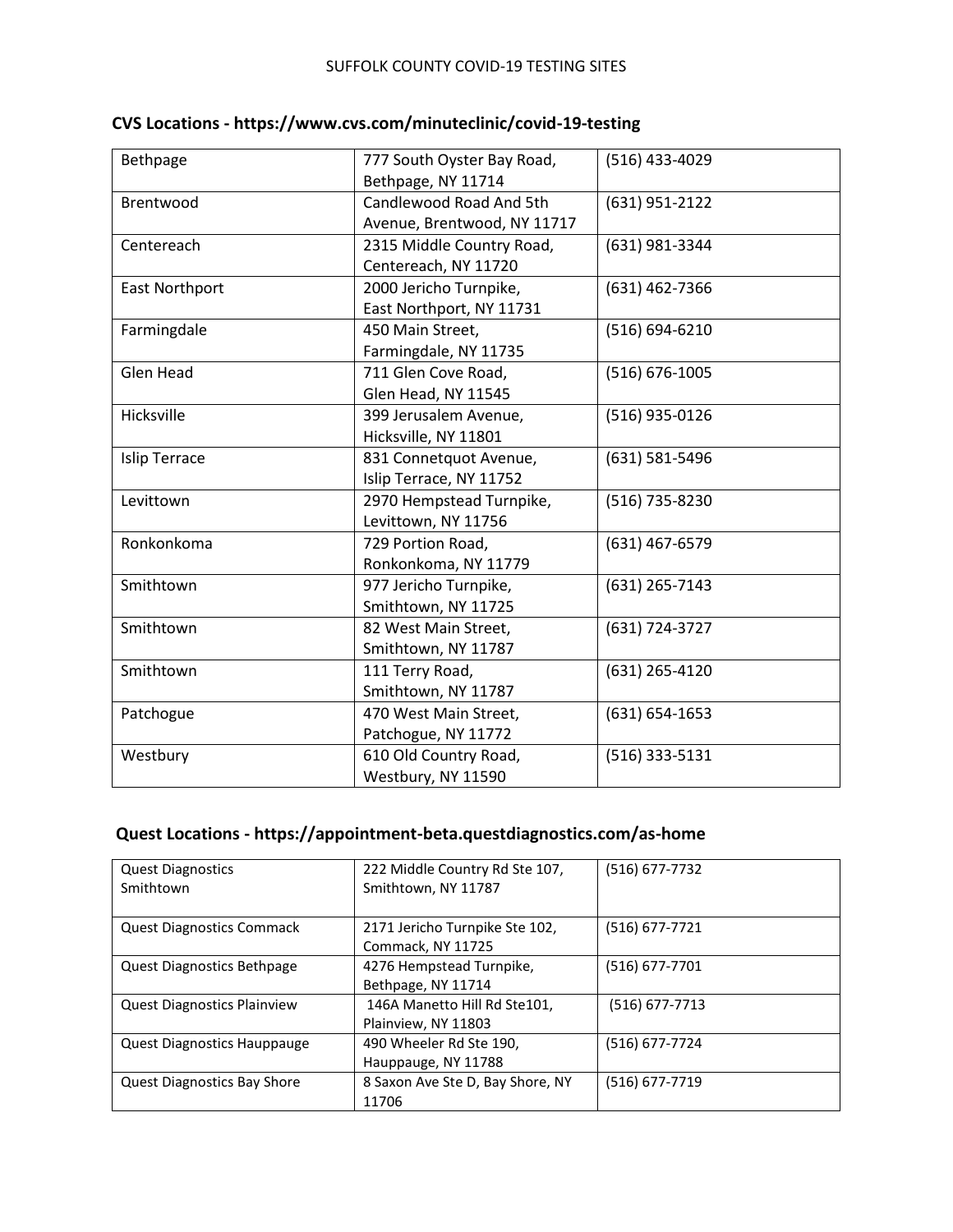SUFFOLK COUNTY COVID-19 TESTING SITES

## CVS Locations - https://www.cvs.com/minuteclinic/covid-19-testing

| | | |
|---|---|---|
| Bethpage | 777 South Oyster Bay Road, Bethpage, NY 11714 | (516) 433-4029 |
| Brentwood | Candlewood Road And 5th Avenue, Brentwood, NY 11717 | (631) 951-2122 |
| Centereach | 2315 Middle Country Road, Centereach, NY 11720 | (631) 981-3344 |
| East Northport | 2000 Jericho Turnpike, East Northport, NY 11731 | (631) 462-7366 |
| Farmingdale | 450 Main Street, Farmingdale, NY 11735 | (516) 694-6210 |
| Glen Head | 711 Glen Cove Road, Glen Head, NY 11545 | (516) 676-1005 |
| Hicksville | 399 Jerusalem Avenue, Hicksville, NY 11801 | (516) 935-0126 |
| Islip Terrace | 831 Connetquot Avenue, Islip Terrace, NY 11752 | (631) 581-5496 |
| Levittown | 2970 Hempstead Turnpike, Levittown, NY 11756 | (516) 735-8230 |
| Ronkonkoma | 729 Portion Road, Ronkonkoma, NY 11779 | (631) 467-6579 |
| Smithtown | 977 Jericho Turnpike, Smithtown, NY 11725 | (631) 265-7143 |
| Smithtown | 82 West Main Street, Smithtown, NY 11787 | (631) 724-3727 |
| Smithtown | 111 Terry Road, Smithtown, NY 11787 | (631) 265-4120 |
| Patchogue | 470 West Main Street, Patchogue, NY 11772 | (631) 654-1653 |
| Westbury | 610 Old Country Road, Westbury, NY 11590 | (516) 333-5131 |

## Quest Locations - https://appointment-beta.questdiagnostics.com/as-home

| | | |
|---|---|---|
| Quest Diagnostics Smithtown | 222 Middle Country Rd Ste 107, Smithtown, NY 11787 | (516) 677-7732 |
| Quest Diagnostics Commack | 2171 Jericho Turnpike Ste 102, Commack, NY 11725 | (516) 677-7721 |
| Quest Diagnostics Bethpage | 4276 Hempstead Turnpike, Bethpage, NY 11714 | (516) 677-7701 |
| Quest Diagnostics Plainview | 146A Manetto Hill Rd Ste101, Plainview, NY 11803 | (516) 677-7713 |
| Quest Diagnostics Hauppauge | 490 Wheeler Rd Ste 190, Hauppauge, NY 11788 | (516) 677-7724 |
| Quest Diagnostics Bay Shore | 8 Saxon Ave Ste D, Bay Shore, NY 11706 | (516) 677-7719 |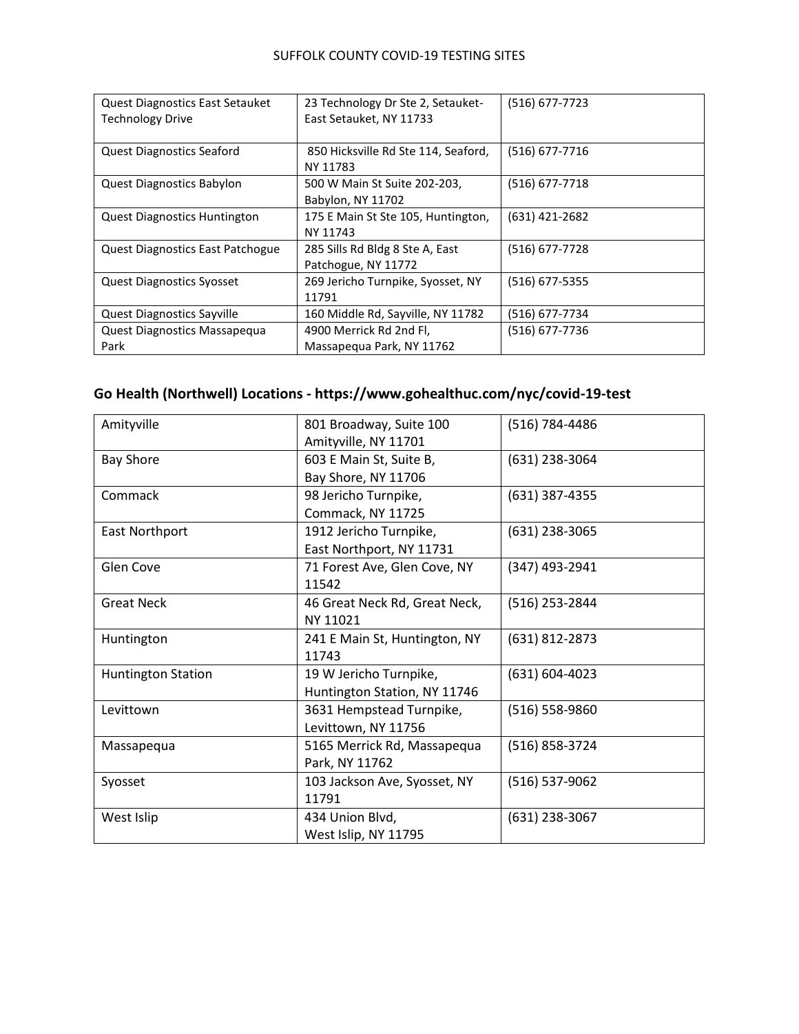| Quest Diagnostics East Setauket Technology Drive | 23 Technology Dr Ste 2, Setauket-East Setauket, NY 11733 | (516) 677-7723 |
|---|---|---|
| Quest Diagnostics Seaford | 850 Hicksville Rd Ste 114, Seaford, NY 11783 | (516) 677-7716 |
| Quest Diagnostics Babylon | 500 W Main St Suite 202-203, Babylon, NY 11702 | (516) 677-7718 |
| Quest Diagnostics Huntington | 175 E Main St Ste 105, Huntington, NY 11743 | (631) 421-2682 |
| Quest Diagnostics East Patchogue | 285 Sills Rd Bldg 8 Ste A, East Patchogue, NY 11772 | (516) 677-7728 |
| Quest Diagnostics Syosset | 269 Jericho Turnpike, Syosset, NY 11791 | (516) 677-5355 |
| Quest Diagnostics Sayville | 160 Middle Rd, Sayville, NY 11782 | (516) 677-7734 |
| Quest Diagnostics Massapequa Park | 4900 Merrick Rd 2nd Fl, Massapequa Park, NY 11762 | (516) 677-7736 |

## Go Health (Northwell) Locations - https://www.gohealthuc.com/nyc/covid-19-test

| Amityville | 801 Broadway, Suite 100 Amityville, NY 11701 | (516) 784-4486 |
|---|---|---|
| Bay Shore | 603 E Main St, Suite B, Bay Shore, NY 11706 | (631) 238-3064 |
| Commack | 98 Jericho Turnpike, Commack, NY 11725 | (631) 387-4355 |
| East Northport | 1912 Jericho Turnpike, East Northport, NY 11731 | (631) 238-3065 |
| Glen Cove | 71 Forest Ave, Glen Cove, NY 11542 | (347) 493-2941 |
| Great Neck | 46 Great Neck Rd, Great Neck, NY 11021 | (516) 253-2844 |
| Huntington | 241 E Main St, Huntington, NY 11743 | (631) 812-2873 |
| Huntington Station | 19 W Jericho Turnpike, Huntington Station, NY 11746 | (631) 604-4023 |
| Levittown | 3631 Hempstead Turnpike, Levittown, NY 11756 | (516) 558-9860 |
| Massapequa | 5165 Merrick Rd, Massapequa Park, NY 11762 | (516) 858-3724 |
| Syosset | 103 Jackson Ave, Syosset, NY 11791 | (516) 537-9062 |
| West Islip | 434 Union Blvd, West Islip, NY 11795 | (631) 238-3067 |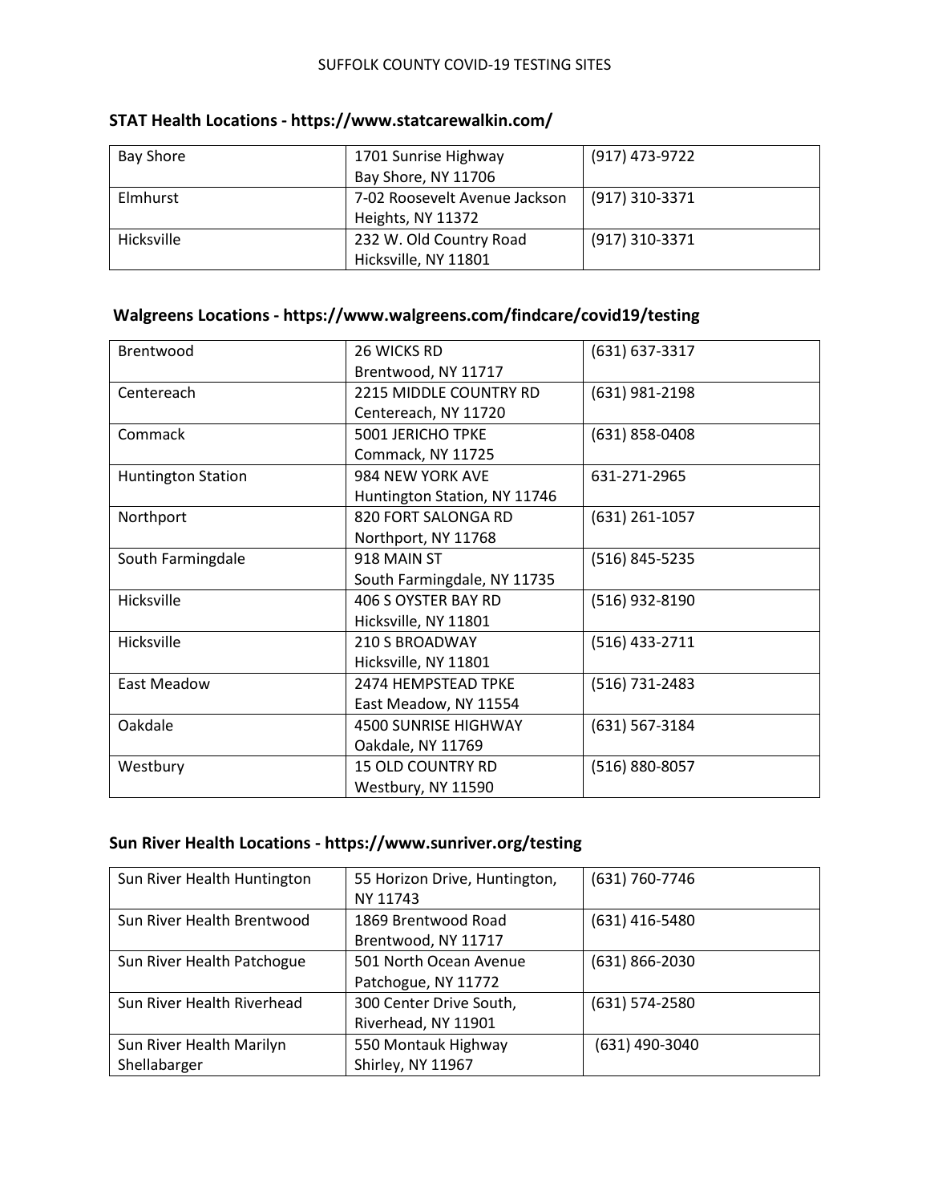SUFFOLK COUNTY COVID-19 TESTING SITES

## STAT Health Locations - https://www.statcarewalkin.com/

| | | |
|---|---|---|
| Bay Shore | 1701 Sunrise Highway Bay Shore, NY 11706 | (917) 473-9722 |
| Elmhurst | 7-02 Roosevelt Avenue Jackson Heights, NY 11372 | (917) 310-3371 |
| Hicksville | 232 W. Old Country Road Hicksville, NY 11801 | (917) 310-3371 |

## Walgreens Locations - https://www.walgreens.com/findcare/covid19/testing

| | | |
|---|---|---|
| Brentwood | 26 WICKS RD Brentwood, NY 11717 | (631) 637-3317 |
| Centereach | 2215 MIDDLE COUNTRY RD Centereach, NY 11720 | (631) 981-2198 |
| Commack | 5001 JERICHO TPKE Commack, NY 11725 | (631) 858-0408 |
| Huntington Station | 984 NEW YORK AVE Huntington Station, NY 11746 | 631-271-2965 |
| Northport | 820 FORT SALONGA RD Northport, NY 11768 | (631) 261-1057 |
| South Farmingdale | 918 MAIN ST South Farmingdale, NY 11735 | (516) 845-5235 |
| Hicksville | 406 S OYSTER BAY RD Hicksville, NY 11801 | (516) 932-8190 |
| Hicksville | 210 S BROADWAY Hicksville, NY 11801 | (516) 433-2711 |
| East Meadow | 2474 HEMPSTEAD TPKE East Meadow, NY 11554 | (516) 731-2483 |
| Oakdale | 4500 SUNRISE HIGHWAY Oakdale, NY 11769 | (631) 567-3184 |
| Westbury | 15 OLD COUNTRY RD Westbury, NY 11590 | (516) 880-8057 |

## Sun River Health Locations - https://www.sunriver.org/testing

| | | |
|---|---|---|
| Sun River Health Huntington | 55 Horizon Drive, Huntington, NY 11743 | (631) 760-7746 |
| Sun River Health Brentwood | 1869 Brentwood Road Brentwood, NY 11717 | (631) 416-5480 |
| Sun River Health Patchogue | 501 North Ocean Avenue Patchogue, NY 11772 | (631) 866-2030 |
| Sun River Health Riverhead | 300 Center Drive South, Riverhead, NY 11901 | (631) 574-2580 |
| Sun River Health Marilyn Shellabarger | 550 Montauk Highway Shirley, NY 11967 | (631) 490-3040 |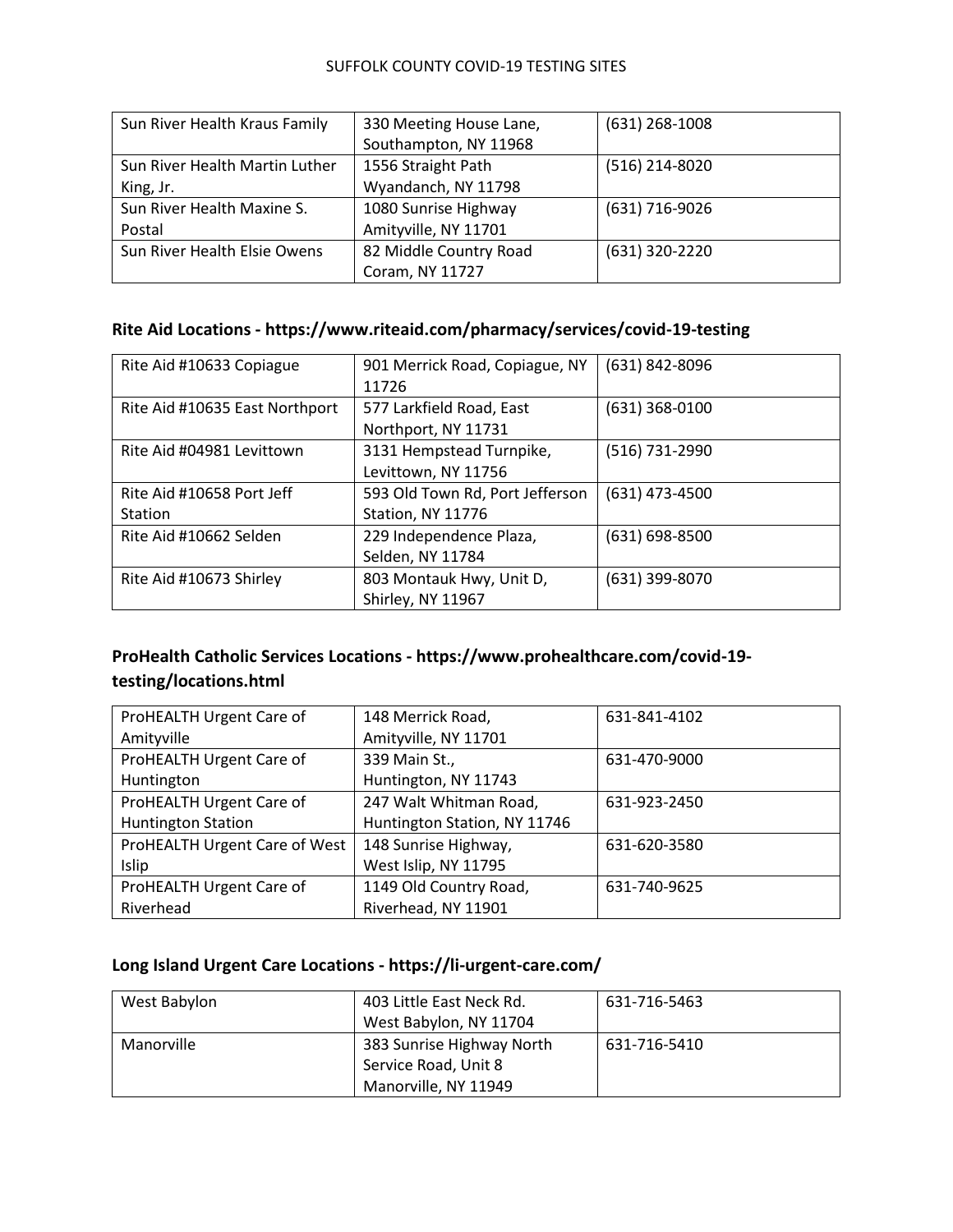| Sun River Health Kraus Family | 330 Meeting House Lane, Southampton, NY 11968 | (631) 268-1008 |
|---|---|---|
| Sun River Health Martin Luther King, Jr. | 1556 Straight Path Wyandanch, NY 11798 | (516) 214-8020 |
| Sun River Health Maxine S. Postal | 1080 Sunrise Highway Amityville, NY 11701 | (631) 716-9026 |
| Sun River Health Elsie Owens | 82 Middle Country Road Coram, NY 11727 | (631) 320-2220 |

## Rite Aid Locations - https://www.riteaid.com/pharmacy/services/covid-19-testing

| Rite Aid #10633 Copiague | 901 Merrick Road, Copiague, NY 11726 | (631) 842-8096 |
|---|---|---|
| Rite Aid #10635 East Northport | 577 Larkfield Road, East Northport, NY 11731 | (631) 368-0100 |
| Rite Aid #04981 Levittown | 3131 Hempstead Turnpike, Levittown, NY 11756 | (516) 731-2990 |
| Rite Aid #10658 Port Jeff Station | 593 Old Town Rd, Port Jefferson Station, NY 11776 | (631) 473-4500 |
| Rite Aid #10662 Selden | 229 Independence Plaza, Selden, NY 11784 | (631) 698-8500 |
| Rite Aid #10673 Shirley | 803 Montauk Hwy, Unit D, Shirley, NY 11967 | (631) 399-8070 |

## ProHealth Catholic Services Locations - https://www.prohealthcare.com/covid-19-testing/locations.html

| ProHEALTH Urgent Care of Amityville | 148 Merrick Road, Amityville, NY 11701 | 631-841-4102 |
|---|---|---|
| ProHEALTH Urgent Care of Huntington | 339 Main St., Huntington, NY 11743 | 631-470-9000 |
| ProHEALTH Urgent Care of Huntington Station | 247 Walt Whitman Road, Huntington Station, NY 11746 | 631-923-2450 |
| ProHEALTH Urgent Care of West Islip | 148 Sunrise Highway, West Islip, NY 11795 | 631-620-3580 |
| ProHEALTH Urgent Care of Riverhead | 1149 Old Country Road, Riverhead, NY 11901 | 631-740-9625 |

## Long Island Urgent Care Locations - https://li-urgent-care.com/

| West Babylon | 403 Little East Neck Rd. West Babylon, NY 11704 | 631-716-5463 |
|---|---|---|
| Manorville | 383 Sunrise Highway North Service Road, Unit 8 Manorville, NY 11949 | 631-716-5410 |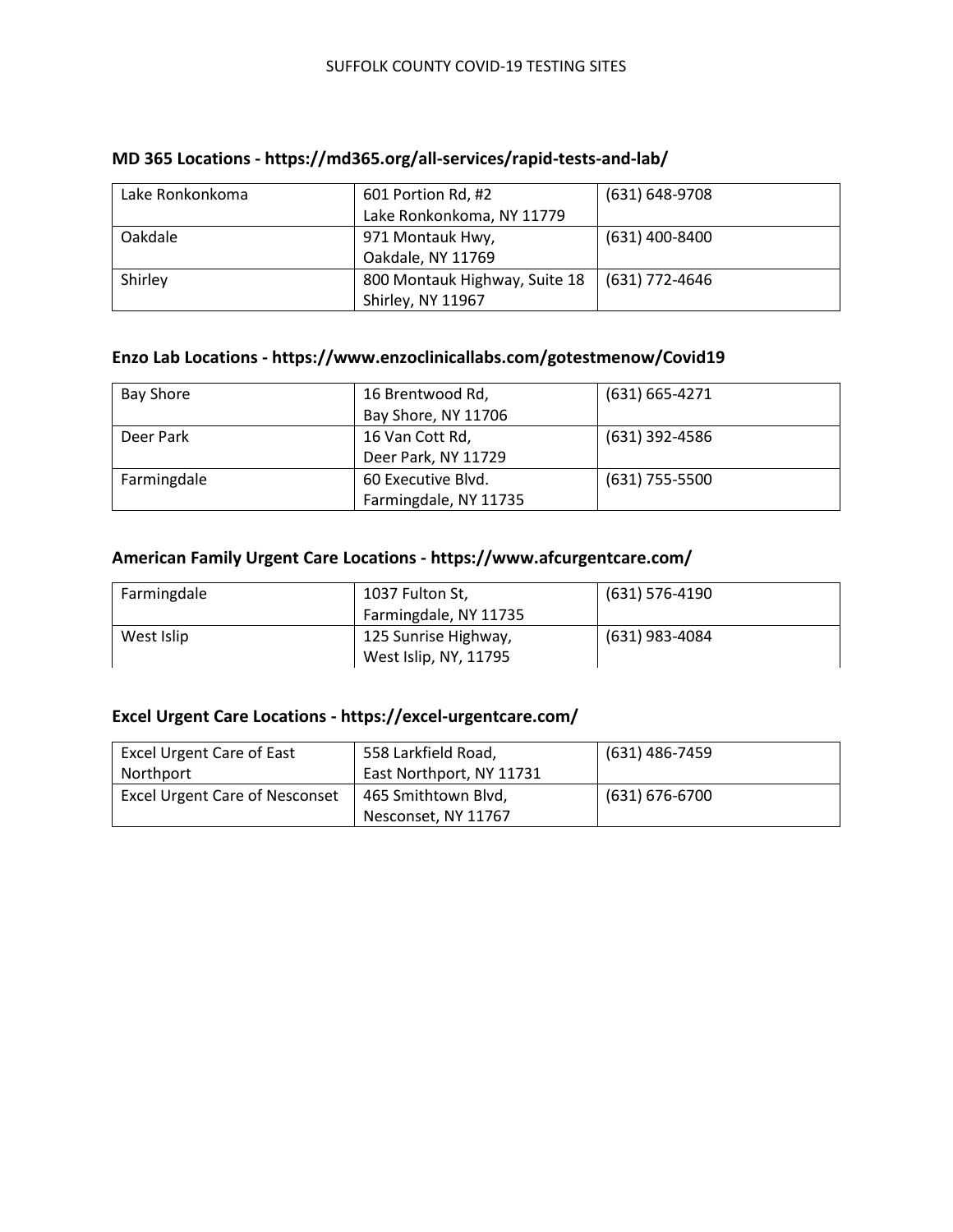SUFFOLK COUNTY COVID-19 TESTING SITES

## MD 365 Locations - https://md365.org/all-services/rapid-tests-and-lab/

| | | |
|---|---|---|
| Lake Ronkonkoma | 601 Portion Rd, #2<br>Lake Ronkonkoma, NY 11779 | (631) 648-9708 |
| Oakdale | 971 Montauk Hwy,<br>Oakdale, NY 11769 | (631) 400-8400 |
| Shirley | 800 Montauk Highway, Suite 18<br>Shirley, NY 11967 | (631) 772-4646 |

## Enzo Lab Locations - https://www.enzoclinicallabs.com/gotestmenow/Covid19

| | | |
|---|---|---|
| Bay Shore | 16 Brentwood Rd,<br>Bay Shore, NY 11706 | (631) 665-4271 |
| Deer Park | 16 Van Cott Rd,<br>Deer Park, NY 11729 | (631) 392-4586 |
| Farmingdale | 60 Executive Blvd.<br>Farmingdale, NY 11735 | (631) 755-5500 |

## American Family Urgent Care Locations - https://www.afcurgentcare.com/

| | | |
|---|---|---|
| Farmingdale | 1037 Fulton St,<br>Farmingdale, NY 11735 | (631) 576-4190 |
| West Islip | 125 Sunrise Highway,<br>West Islip, NY, 11795 | (631) 983-4084 |

## Excel Urgent Care Locations - https://excel-urgentcare.com/

| | | |
|---|---|---|
| Excel Urgent Care of East Northport | 558 Larkfield Road,<br>East Northport, NY 11731 | (631) 486-7459 |
| Excel Urgent Care of Nesconset | 465 Smithtown Blvd,<br>Nesconset, NY 11767 | (631) 676-6700 |